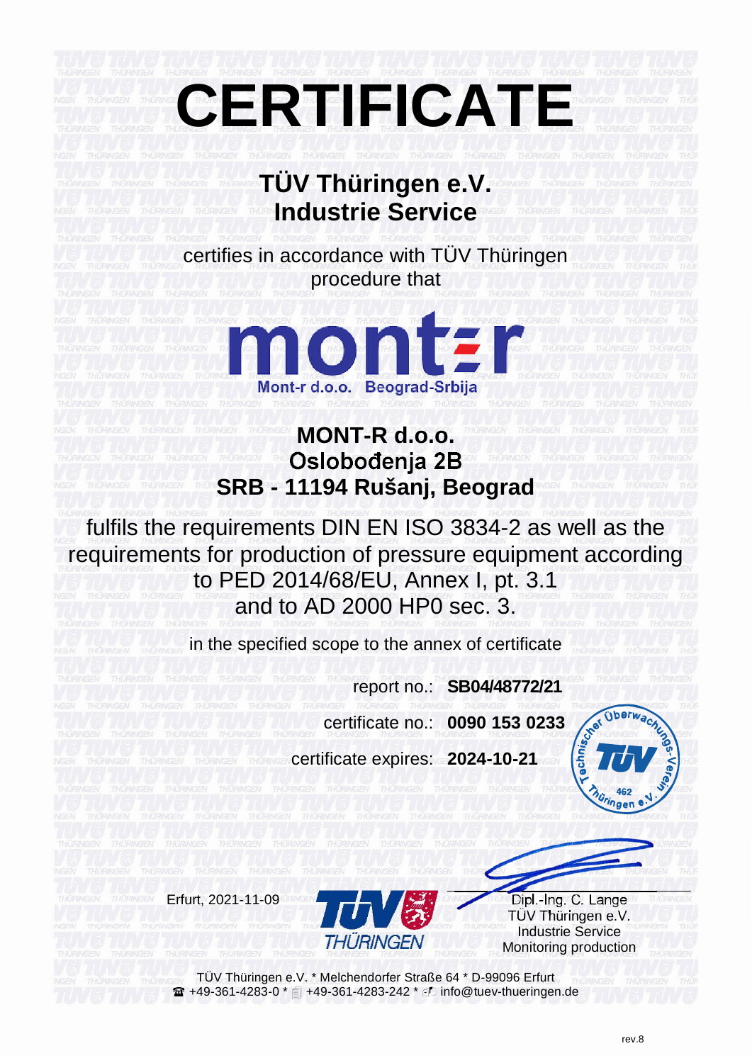# CERTIFICATE

## TÜV Thüringen e.V.
## Industrie Service

certifies in accordance with TÜV Thüringen procedure that

montɛr
Mont-r d.o.o. Beograd-Srbija

**MONT-R d.o.o.**
**Oslobođenja 2B**
**SRB - 11194 Rušanj, Beograd**

fulfils the requirements DIN EN ISO 3834-2 as well as the requirements for production of pressure equipment according to PED 2014/68/EU, Annex I, pt. 3.1 and to AD 2000 HP0 sec. 3.

in the specified scope to the annex of certificate

report no.: **SB04/48772/21**

certificate no.: **0090 153 0233**

certificate expires: **2024-10-21**

Technischer Überwachungs-Verein Thüringen e.V. 462

Erfurt, 2021-11-09

TÜV THÜRINGEN

Dipl.-Ing. C. Lange
TÜV Thüringen e.V.
Industrie Service
Monitoring production

TÜV Thüringen e.V. * Melchendorfer Straße 64 * D-99096 Erfurt
☎ +49-361-4283-0 * +49-361-4283-242 * info@tuev-thueringen.de

rev.8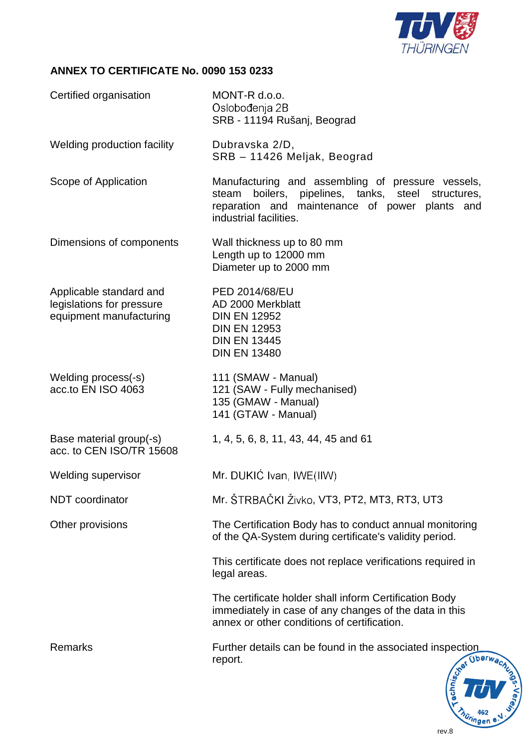## ANNEX TO CERTIFICATE No. 0090 153 0233

| | |
|---|---|
| Certified organisation | MONT-R d.o.o.<br>Oslobođenja 2B<br>SRB - 11194 Rušanj, Beograd |
| Welding production facility | Dubravska 2/D,<br>SRB – 11426 Meljak, Beograd |
| Scope of Application | Manufacturing and assembling of pressure vessels, steam boilers, pipelines, tanks, steel structures, reparation and maintenance of power plants and industrial facilities. |
| Dimensions of components | Wall thickness up to 80 mm<br>Length up to 12000 mm<br>Diameter up to 2000 mm |
| Applicable standard and legislations for pressure equipment manufacturing | PED 2014/68/EU<br>AD 2000 Merkblatt<br>DIN EN 12952<br>DIN EN 12953<br>DIN EN 13445<br>DIN EN 13480 |
| Welding process(-s) acc.to EN ISO 4063 | 111 (SMAW - Manual)<br>121 (SAW - Fully mechanised)<br>135 (GMAW - Manual)<br>141 (GTAW - Manual) |
| Base material group(-s) acc. to CEN ISO/TR 15608 | 1, 4, 5, 6, 8, 11, 43, 44, 45 and 61 |
| Welding supervisor | Mr. DUKIĆ Ivan, IWE(IIW) |
| NDT coordinator | Mr. ŠTRBAČKI Živko, VT3, PT2, MT3, RT3, UT3 |
| Other provisions | The Certification Body has to conduct annual monitoring of the QA-System during certificate's validity period.<br><br>This certificate does not replace verifications required in legal areas.<br><br>The certificate holder shall inform Certification Body immediately in case of any changes of the data in this annex or other conditions of certification. |
| Remarks | Further details can be found in the associated inspection report. |

rev.8